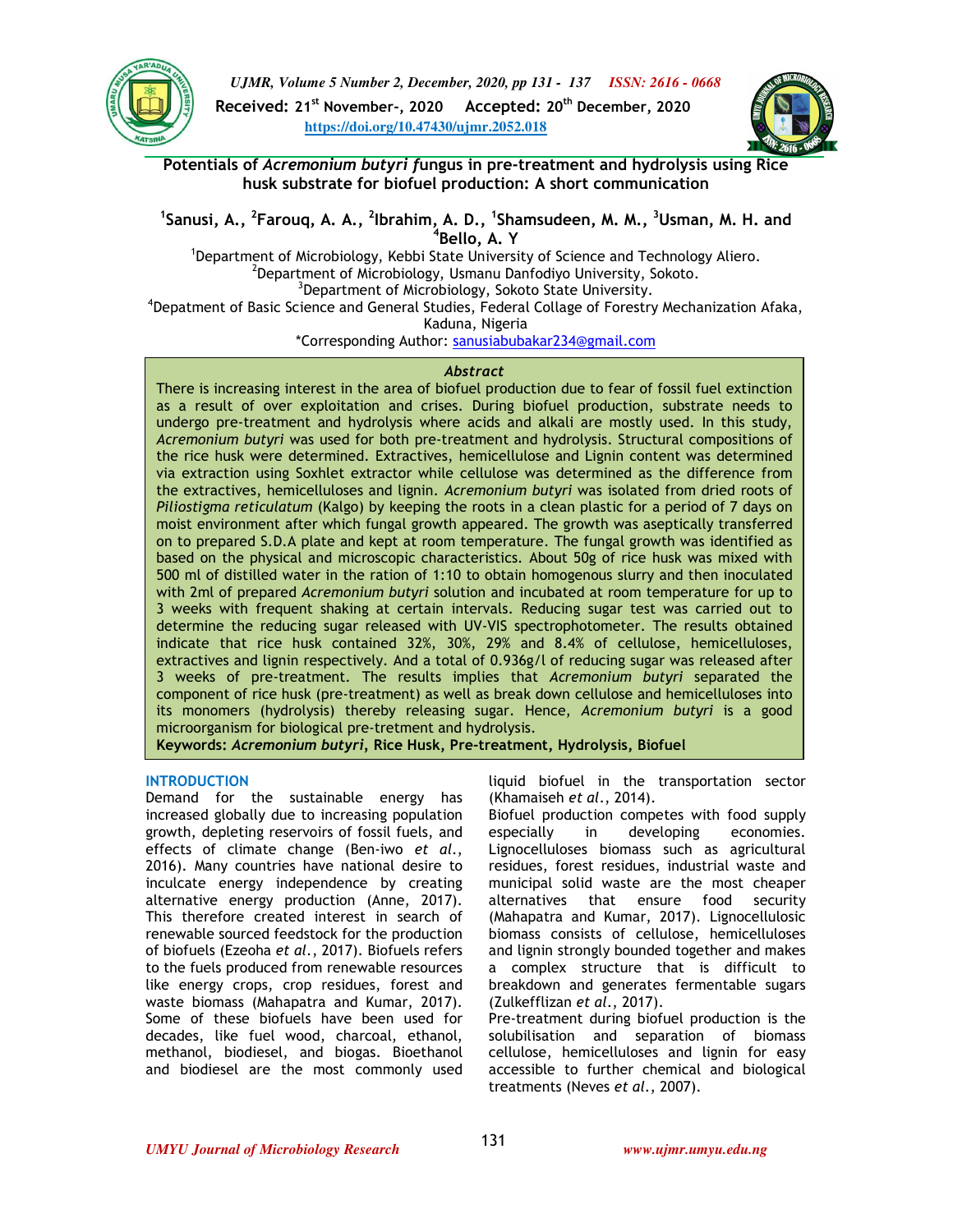Received: 21st November-, 2020 Accepted: 20th December, 2020

https://doi.org/10.47430/ujmr.2052.018

# Potentials of *Acremonium butyri f*ungus in pre-treatment and hydrolysis using Rice husk substrate for biofuel production: A short communication

[1]Sanusi, A., [2]Farouq, A. A., [2]Ibrahim, A. D., [1]Shamsudeen, M. M., [3]Usman, M. H. and [4]Bello, A. Y

[1]Department of Microbiology, Kebbi State University of Science and Technology Aliero.
[2]Department of Microbiology, Usmanu Danfodiyo University, Sokoto.
[3]Department of Microbiology, Sokoto State University.
[4]Depatment of Basic Science and General Studies, Federal Collage of Forestry Mechanization Afaka, Kaduna, Nigeria

*Corresponding Author: sanusiabubakar234@gmail.com

## *Abstract*

There is increasing interest in the area of biofuel production due to fear of fossil fuel extinction as a result of over exploitation and crises. During biofuel production, substrate needs to undergo pre-treatment and hydrolysis where acids and alkali are mostly used. In this study, *Acremonium butyri* was used for both pre-treatment and hydrolysis. Structural compositions of the rice husk were determined. Extractives, hemicellulose and Lignin content was determined via extraction using Soxhlet extractor while cellulose was determined as the difference from the extractives, hemicelluloses and lignin. *Acremonium butyri* was isolated from dried roots of *Piliostigma reticulatum* (Kalgo) by keeping the roots in a clean plastic for a period of 7 days on moist environment after which fungal growth appeared. The growth was aseptically transferred on to prepared S.D.A plate and kept at room temperature. The fungal growth was identified as based on the physical and microscopic characteristics. About 50g of rice husk was mixed with 500 ml of distilled water in the ration of 1:10 to obtain homogenous slurry and then inoculated with 2ml of prepared *Acremonium butyri* solution and incubated at room temperature for up to 3 weeks with frequent shaking at certain intervals. Reducing sugar test was carried out to determine the reducing sugar released with UV-VIS spectrophotometer. The results obtained indicate that rice husk contained 32%, 30%, 29% and 8.4% of cellulose, hemicelluloses, extractives and lignin respectively. And a total of 0.936g/l of reducing sugar was released after 3 weeks of pre-treatment. The results implies that *Acremonium butyri* separated the component of rice husk (pre-treatment) as well as break down cellulose and hemicelluloses into its monomers (hydrolysis) thereby releasing sugar. Hence, *Acremonium butyri* is a good microorganism for biological pre-tretment and hydrolysis.

**Keywords:** ***Acremonium butyri*, Rice Husk, Pre-treatment, Hydrolysis, Biofuel**

## INTRODUCTION

Demand for the sustainable energy has increased globally due to increasing population growth, depleting reservoirs of fossil fuels, and effects of climate change (Ben-iwo *et al.*, 2016). Many countries have national desire to inculcate energy independence by creating alternative energy production (Anne, 2017). This therefore created interest in search of renewable sourced feedstock for the production of biofuels (Ezeoha *et al.*, 2017). Biofuels refers to the fuels produced from renewable resources like energy crops, crop residues, forest and waste biomass (Mahapatra and Kumar, 2017). Some of these biofuels have been used for decades, like fuel wood, charcoal, ethanol, methanol, biodiesel, and biogas. Bioethanol and biodiesel are the most commonly used liquid biofuel in the transportation sector (Khamaiseh *et al.*, 2014).

Biofuel production competes with food supply especially in developing economies. Lignocelluloses biomass such as agricultural residues, forest residues, industrial waste and municipal solid waste are the most cheaper alternatives that ensure food security (Mahapatra and Kumar, 2017). Lignocellulosic biomass consists of cellulose, hemicelluloses and lignin strongly bounded together and makes a complex structure that is difficult to breakdown and generates fermentable sugars (Zulkefflizan *et al.*, 2017).

Pre-treatment during biofuel production is the solubilisation and separation of biomass cellulose, hemicelluloses and lignin for easy accessible to further chemical and biological treatments (Neves *et al.*, 2007).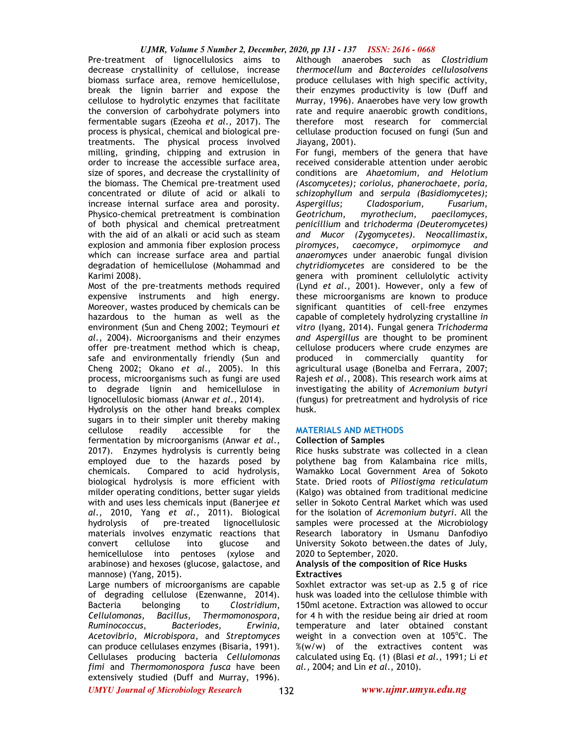Pre-treatment of lignocellulosics aims to decrease crystallinity of cellulose, increase biomass surface area, remove hemicellulose, break the lignin barrier and expose the cellulose to hydrolytic enzymes that facilitate the conversion of carbohydrate polymers into fermentable sugars (Ezeoha *et al*., 2017). The process is physical, chemical and biological pre-treatments. The physical process involved milling, grinding, chipping and extrusion in order to increase the accessible surface area, size of spores, and decrease the crystallinity of the biomass. The Chemical pre-treatment used concentrated or dilute of acid or alkali to increase internal surface area and porosity. Physico-chemical pretreatment is combination of both physical and chemical pretreatment with the aid of an alkali or acid such as steam explosion and ammonia fiber explosion process which can increase surface area and partial degradation of hemicellulose (Mohammad and Karimi 2008).

Most of the pre-treatments methods required expensive instruments and high energy. Moreover, wastes produced by chemicals can be hazardous to the human as well as the environment (Sun and Cheng 2002; Teymouri *et al*., 2004). Microorganisms and their enzymes offer pre-treatment method which is cheap, safe and environmentally friendly (Sun and Cheng 2002; Okano *et al*., 2005). In this process, microorganisms such as fungi are used to degrade lignin and hemicellulose in lignocellulosic biomass (Anwar *et al*., 2014).

Hydrolysis on the other hand breaks complex sugars in to their simpler unit thereby making cellulose readily accessible for the fermentation by microorganisms (Anwar *et al*., 2017). Enzymes hydrolysis is currently being employed due to the hazards posed by chemicals. Compared to acid hydrolysis, biological hydrolysis is more efficient with milder operating conditions, better sugar yields with and uses less chemicals input (Banerjee *et al*., 2010, Yang *et al*., 2011). Biological hydrolysis of pre-treated lignocellulosic materials involves enzymatic reactions that convert cellulose into glucose and hemicellulose into pentoses (xylose and arabinose) and hexoses (glucose, galactose, and mannose) (Yang, 2015).

Large numbers of microorganisms are capable of degrading cellulose (Ezenwanne, 2014). Bacteria belonging to *Clostridium*, *Cellulomonas*, *Bacillus*, *Thermomonospora*, *Ruminococcus*, *Bacteriodes*, *Erwinia*, *Acetovibrio*, *Microbispora*, and *Streptomyces* can produce cellulases enzymes (Bisaria, 1991). Cellulases producing bacteria *Cellulomonas fimi* and *Thermomonospora fusca* have been extensively studied (Duff and Murray, 1996). Although anaerobes such as *Clostridium thermocellum* and *Bacteroides cellulosolvens* produce cellulases with high specific activity, their enzymes productivity is low (Duff and Murray, 1996). Anaerobes have very low growth rate and require anaerobic growth conditions, therefore most research for commercial cellulase production focused on fungi (Sun and Jiayang, 2001).

For fungi, members of the genera that have received considerable attention under aerobic conditions are *Ahaetomium, and Helotium (Ascomycetes); coriolus, phanerochaete, poria, schizophyllum* and *serpula (Basidiomycetes); Aspergillus; Cladosporium, Fusarium, Geotrichum, myrothecium, paecilomyces, penicillium* and *trichoderma (Deuteromycetes) and Mucor (Zygomycetes)*. *Neocallimastix, piromyces, caecomyce, orpimomyce and anaeromyces* under anaerobic fungal division *chytridiomycetes* are considered to be the genera with prominent cellulolytic activity (Lynd *et al*., 2001). However, only a few of these microorganisms are known to produce significant quantities of cell-free enzymes capable of completely hydrolyzing crystalline *in vitro* (Iyang, 2014). Fungal genera *Trichoderma and Aspergillus* are thought to be prominent cellulose producers where crude enzymes are produced in commercially quantity for agricultural usage (Bonelba and Ferrara, 2007; Rajesh *et al*., 2008). This research work aims at investigating the ability of *Acremonium butyri* (fungus) for pretreatment and hydrolysis of rice husk.

## MATERIALS AND METHODS

### Collection of Samples

Rice husks substrate was collected in a clean polythene bag from Kalambaina rice mills, Wamakko Local Government Area of Sokoto State. Dried roots of *Piliostigma reticulatum* (Kalgo) was obtained from traditional medicine seller in Sokoto Central Market which was used for the isolation of *Acremonium butyri*. All the samples were processed at the Microbiology Research laboratory in Usmanu Danfodiyo University Sokoto between.the dates of July, 2020 to September, 2020.

### Analysis of the composition of Rice Husks Extractives

Soxhlet extractor was set-up as 2.5 g of rice husk was loaded into the cellulose thimble with 150ml acetone. Extraction was allowed to occur for 4 h with the residue being air dried at room temperature and later obtained constant weight in a convection oven at 105°C. The %(w/w) of the extractives content was calculated using Eq. (1) (Blasi *et al.,* 1991; Li *et al.,* 2004; and Lin *et al*., 2010).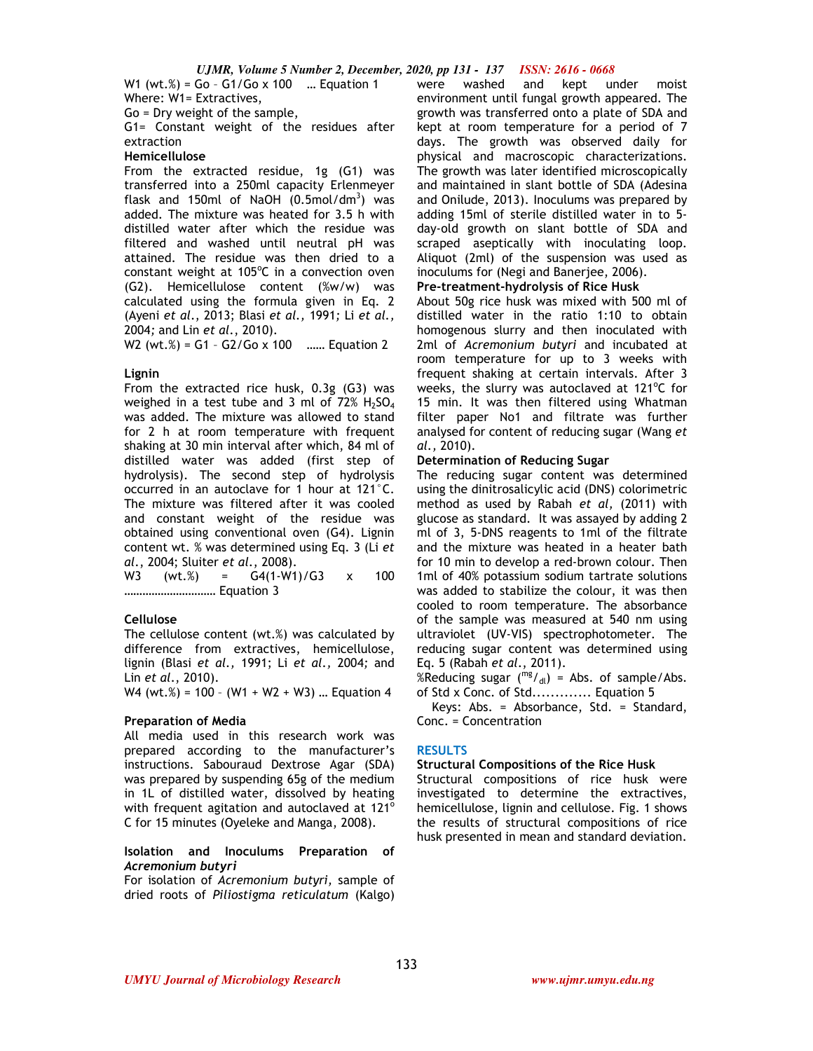$$W1\ (wt.\%) = Go - G1/Go \times 100 \quad \text{… Equation 1}$$

Where: W1= Extractives,

Go = Dry weight of the sample,

G1= Constant weight of the residues after extraction

**Hemicellulose**

From the extracted residue, 1g (G1) was transferred into a 250ml capacity Erlenmeyer flask and 150ml of NaOH (0.5mol/dm$^3$) was added. The mixture was heated for 3.5 h with distilled water after which the residue was filtered and washed until neutral pH was attained. The residue was then dried to a constant weight at 105$^o$C in a convection oven (G2). Hemicellulose content (%w/w) was calculated using the formula given in Eq. 2 (Ayeni *et al.*, 2013; Blasi *et al.,* 1991; Li *et al.,* 2004; and Lin *et al.*, 2010).

$$W2\ (wt.\%) = G1 - G2/Go \times 100 \quad \text{…… Equation 2}$$

**Lignin**

From the extracted rice husk, 0.3g (G3) was weighed in a test tube and 3 ml of 72% $H_2SO_4$ was added. The mixture was allowed to stand for 2 h at room temperature with frequent shaking at 30 min interval after which, 84 ml of distilled water was added (first step of hydrolysis). The second step of hydrolysis occurred in an autoclave for 1 hour at 121°C. The mixture was filtered after it was cooled and constant weight of the residue was obtained using conventional oven (G4). Lignin content wt. % was determined using Eq. 3 (Li *et al.*, 2004; Sluiter *et al.,* 2008).

$$W3\ (wt.\%) = G4(1-W1)/G3 \times 100 \quad \text{………………………… Equation 3}$$

**Cellulose**

The cellulose content (wt.%) was calculated by difference from extractives, hemicellulose, lignin (Blasi *et al.,* 1991; Li *et al.,* 2004; and Lin *et al.*, 2010).

$$W4\ (wt.\%) = 100 - (W1 + W2 + W3) \quad \text{… Equation 4}$$

**Preparation of Media**

All media used in this research work was prepared according to the manufacturer's instructions. Sabouraud Dextrose Agar (SDA) was prepared by suspending 65g of the medium in 1L of distilled water, dissolved by heating with frequent agitation and autoclaved at 121$^o$ C for 15 minutes (Oyeleke and Manga, 2008).

**Isolation and Inoculums Preparation of *Acremonium butyri***

For isolation of *Acremonium butyri*, sample of dried roots of *Piliostigma reticulatum* (Kalgo) were washed and kept under moist environment until fungal growth appeared. The growth was transferred onto a plate of SDA and kept at room temperature for a period of 7 days. The growth was observed daily for physical and macroscopic characterizations. The growth was later identified microscopically and maintained in slant bottle of SDA (Adesina and Onilude, 2013). Inoculums was prepared by adding 15ml of sterile distilled water in to 5-day-old growth on slant bottle of SDA and scraped aseptically with inoculating loop. Aliquot (2ml) of the suspension was used as inoculums for (Negi and Banerjee, 2006).

**Pre-treatment-hydrolysis of Rice Husk**

About 50g rice husk was mixed with 500 ml of distilled water in the ratio 1:10 to obtain homogenous slurry and then inoculated with 2ml of *Acremonium butyri* and incubated at room temperature for up to 3 weeks with frequent shaking at certain intervals. After 3 weeks, the slurry was autoclaved at 121$^o$C for 15 min. It was then filtered using Whatman filter paper No1 and filtrate was further analysed for content of reducing sugar (Wang *et al.,* 2010).

**Determination of Reducing Sugar**

The reducing sugar content was determined using the dinitrosalicylic acid (DNS) colorimetric method as used by Rabah *et al,* (2011) with glucose as standard. It was assayed by adding 2 ml of 3, 5-DNS reagents to 1ml of the filtrate and the mixture was heated in a heater bath for 10 min to develop a red-brown colour. Then 1ml of 40% potassium sodium tartrate solutions was added to stabilize the colour, it was then cooled to room temperature. The absorbance of the sample was measured at 540 nm using ultraviolet (UV-VIS) spectrophotometer. The reducing sugar content was determined using Eq. 5 (Rabah *et al.*, 2011).

$$\%\text{Reducing sugar } (^{mg}/_{dl}) = \text{Abs. of sample/Abs. of Std} \times \text{Conc. of Std} \quad \text{............. Equation 5}$$

Keys: Abs. = Absorbance, Std. = Standard, Conc. = Concentration

## RESULTS

**Structural Compositions of the Rice Husk**

Structural compositions of rice husk were investigated to determine the extractives, hemicellulose, lignin and cellulose. Fig. 1 shows the results of structural compositions of rice husk presented in mean and standard deviation.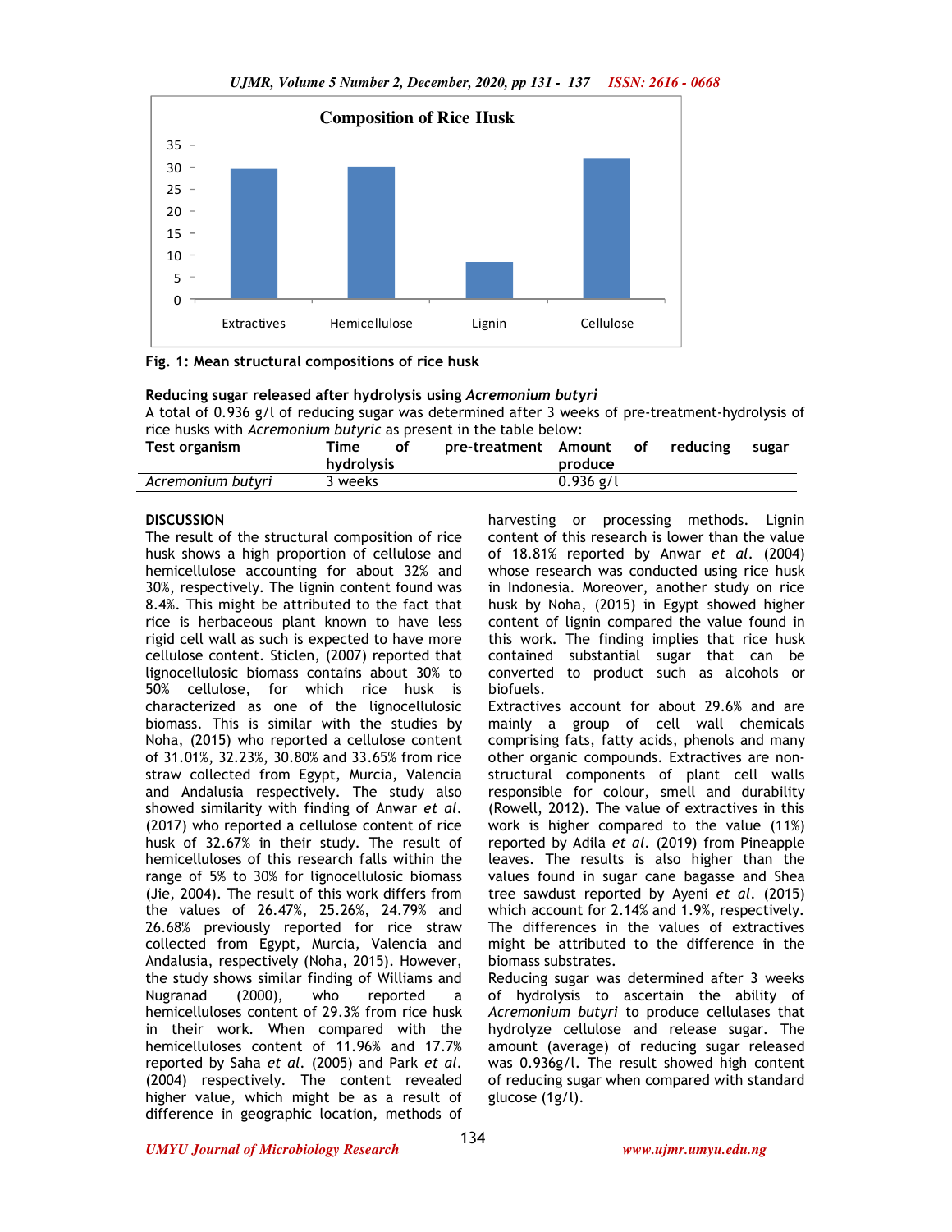Fig. 1: Mean structural compositions of rice husk

**Reducing sugar released after hydrolysis using *Acremonium butyri***

A total of 0.936 g/l of reducing sugar was determined after 3 weeks of pre-treatment-hydrolysis of rice husks with *Acremonium butyric* as present in the table below:

| Test organism | Time of pre-treatment hydrolysis | Amount of reducing sugar produce |
|---|---|---|
| *Acremonium butyri* | 3 weeks | 0.936 g/l |

## DISCUSSION

The result of the structural composition of rice husk shows a high proportion of cellulose and hemicellulose accounting for about 32% and 30%, respectively. The lignin content found was 8.4%. This might be attributed to the fact that rice is herbaceous plant known to have less rigid cell wall as such is expected to have more cellulose content. Sticlen, (2007) reported that lignocellulosic biomass contains about 30% to 50% cellulose, for which rice husk is characterized as one of the lignocellulosic biomass. This is similar with the studies by Noha, (2015) who reported a cellulose content of 31.01%, 32.23%, 30.80% and 33.65% from rice straw collected from Egypt, Murcia, Valencia and Andalusia respectively. The study also showed similarity with finding of Anwar *et al*. (2017) who reported a cellulose content of rice husk of 32.67% in their study. The result of hemicelluloses of this research falls within the range of 5% to 30% for lignocellulosic biomass (Jie, 2004). The result of this work differs from the values of 26.47%, 25.26%, 24.79% and 26.68% previously reported for rice straw collected from Egypt, Murcia, Valencia and Andalusia, respectively (Noha, 2015). However, the study shows similar finding of Williams and Nugranad (2000), who reported a hemicelluloses content of 29.3% from rice husk in their work. When compared with the hemicelluloses content of 11.96% and 17.7% reported by Saha *et al*. (2005) and Park *et al*. (2004) respectively. The content revealed higher value, which might be as a result of difference in geographic location, methods of harvesting or processing methods. Lignin content of this research is lower than the value of 18.81% reported by Anwar *et al*. (2004) whose research was conducted using rice husk in Indonesia. Moreover, another study on rice husk by Noha, (2015) in Egypt showed higher content of lignin compared the value found in this work. The finding implies that rice husk contained substantial sugar that can be converted to product such as alcohols or biofuels.

Extractives account for about 29.6% and are mainly a group of cell wall chemicals comprising fats, fatty acids, phenols and many other organic compounds. Extractives are non-structural components of plant cell walls responsible for colour, smell and durability (Rowell, 2012). The value of extractives in this work is higher compared to the value (11%) reported by Adila *et al*. (2019) from Pineapple leaves. The results is also higher than the values found in sugar cane bagasse and Shea tree sawdust reported by Ayeni *et al*. (2015) which account for 2.14% and 1.9%, respectively. The differences in the values of extractives might be attributed to the difference in the biomass substrates.

Reducing sugar was determined after 3 weeks of hydrolysis to ascertain the ability of *Acremonium butyri* to produce cellulases that hydrolyze cellulose and release sugar. The amount (average) of reducing sugar released was 0.936g/l. The result showed high content of reducing sugar when compared with standard glucose (1g/l).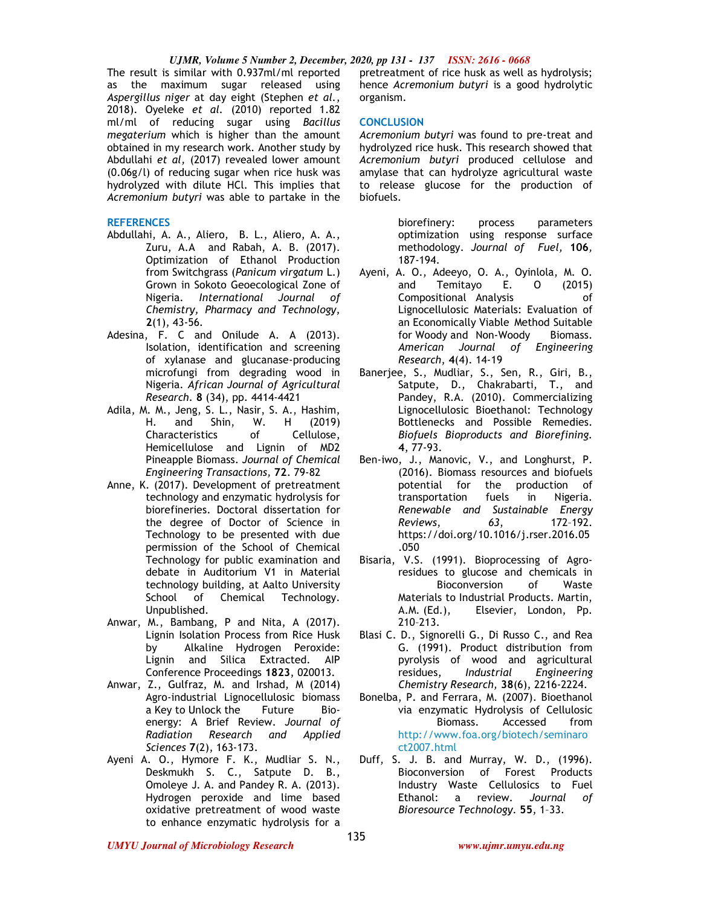The result is similar with 0.937ml/ml reported as the maximum sugar released using *Aspergillus niger* at day eight (Stephen *et al.*, 2018). Oyeleke *et al.* (2010) reported 1.82 ml/ml of reducing sugar using *Bacillus megaterium* which is higher than the amount obtained in my research work. Another study by Abdullahi *et al,* (2017) revealed lower amount (0.06g/l) of reducing sugar when rice husk was hydrolyzed with dilute HCl. This implies that *Acremonium butyri* was able to partake in the pretreatment of rice husk as well as hydrolysis; hence *Acremonium butyri* is a good hydrolytic organism.

## CONCLUSION

*Acremonium butyri* was found to pre-treat and hydrolyzed rice husk. This research showed that *Acremonium butyri* produced cellulose and amylase that can hydrolyze agricultural waste to release glucose for the production of biofuels.

## REFERENCES

Abdullahi, A. A., Aliero, B. L., Aliero, A. A., Zuru, A.A and Rabah, A. B. (2017). Optimization of Ethanol Production from Switchgrass (*Panicum virgatum* L.) Grown in Sokoto Geoecological Zone of Nigeria. *International Journal of Chemistry, Pharmacy and Technology*, **2**(1), 43-56.

Adesina, F. C and Onilude A. A (2013). Isolation, identification and screening of xylanase and glucanase-producing microfungi from degrading wood in Nigeria. *African Journal of Agricultural Research*. **8** (34), pp. 4414-4421

Adila, M. M., Jeng, S. L., Nasir, S. A., Hashim, H. and Shin, W. H (2019) Characteristics of Cellulose, Hemicellulose and Lignin of MD2 Pineapple Biomass. *Journal of Chemical Engineering Transactions*, **72**. 79-82

Anne, K. (2017). Development of pretreatment technology and enzymatic hydrolysis for biorefineries. Doctoral dissertation for the degree of Doctor of Science in Technology to be presented with due permission of the School of Chemical Technology for public examination and debate in Auditorium V1 in Material technology building, at Aalto University School of Chemical Technology. Unpublished.

Anwar, M., Bambang, P and Nita, A (2017). Lignin Isolation Process from Rice Husk by Alkaline Hydrogen Peroxide: Lignin and Silica Extracted. AIP Conference Proceedings **1823**, 020013.

Anwar, Z., Gulfraz, M. and Irshad, M (2014) Agro-industrial Lignocellulosic biomass a Key to Unlock the Future Bio-energy: A Brief Review. *Journal of Radiation Research and Applied Sciences* **7**(2), 163-173.

Ayeni A. O., Hymore F. K., Mudliar S. N., Deskmukh S. C., Satpute D. B., Omoleye J. A. and Pandey R. A. (2013). Hydrogen peroxide and lime based oxidative pretreatment of wood waste to enhance enzymatic hydrolysis for a biorefinery: process parameters optimization using response surface methodology. *Journal of Fuel,* **106**, 187-194.

Ayeni, A. O., Adeeyo, O. A., Oyinlola, M. O. and Temitayo E. O (2015) Compositional Analysis of Lignocellulosic Materials: Evaluation of an Economically Viable Method Suitable for Woody and Non-Woody Biomass. *American Journal of Engineering Research*, **4**(4). 14-19

Banerjee, S., Mudliar, S., Sen, R., Giri, B., Satpute, D., Chakrabarti, T., and Pandey, R.A. (2010). Commercializing Lignocellulosic Bioethanol: Technology Bottlenecks and Possible Remedies. *Biofuels Bioproducts and Biorefining*. **4**, 77-93.

Ben-iwo, J., Manovic, V., and Longhurst, P. (2016). Biomass resources and biofuels potential for the production of transportation fuels in Nigeria. *Renewable and Sustainable Energy Reviews*, *63*, 172–192. https://doi.org/10.1016/j.rser.2016.05.050

Bisaria, V.S. (1991). Bioprocessing of Agro-residues to glucose and chemicals in Bioconversion of Waste Materials to Industrial Products. Martin, A.M. (Ed.), Elsevier, London, Pp. 210–213.

Blasi C. D., Signorelli G., Di Russo C., and Rea G. (1991). Product distribution from pyrolysis of wood and agricultural residues, *Industrial Engineering Chemistry Research,* **38**(6), 2216-2224.

Bonelba, P. and Ferrara, M. (2007). Bioethanol via enzymatic Hydrolysis of Cellulosic Biomass. Accessed from http://www.foa.org/biotech/seminaroct2007.html

Duff, S. J. B. and Murray, W. D., (1996). Bioconversion of Forest Products Industry Waste Cellulosics to Fuel Ethanol: a review. *Journal of Bioresource Technology*. **55**, 1–33.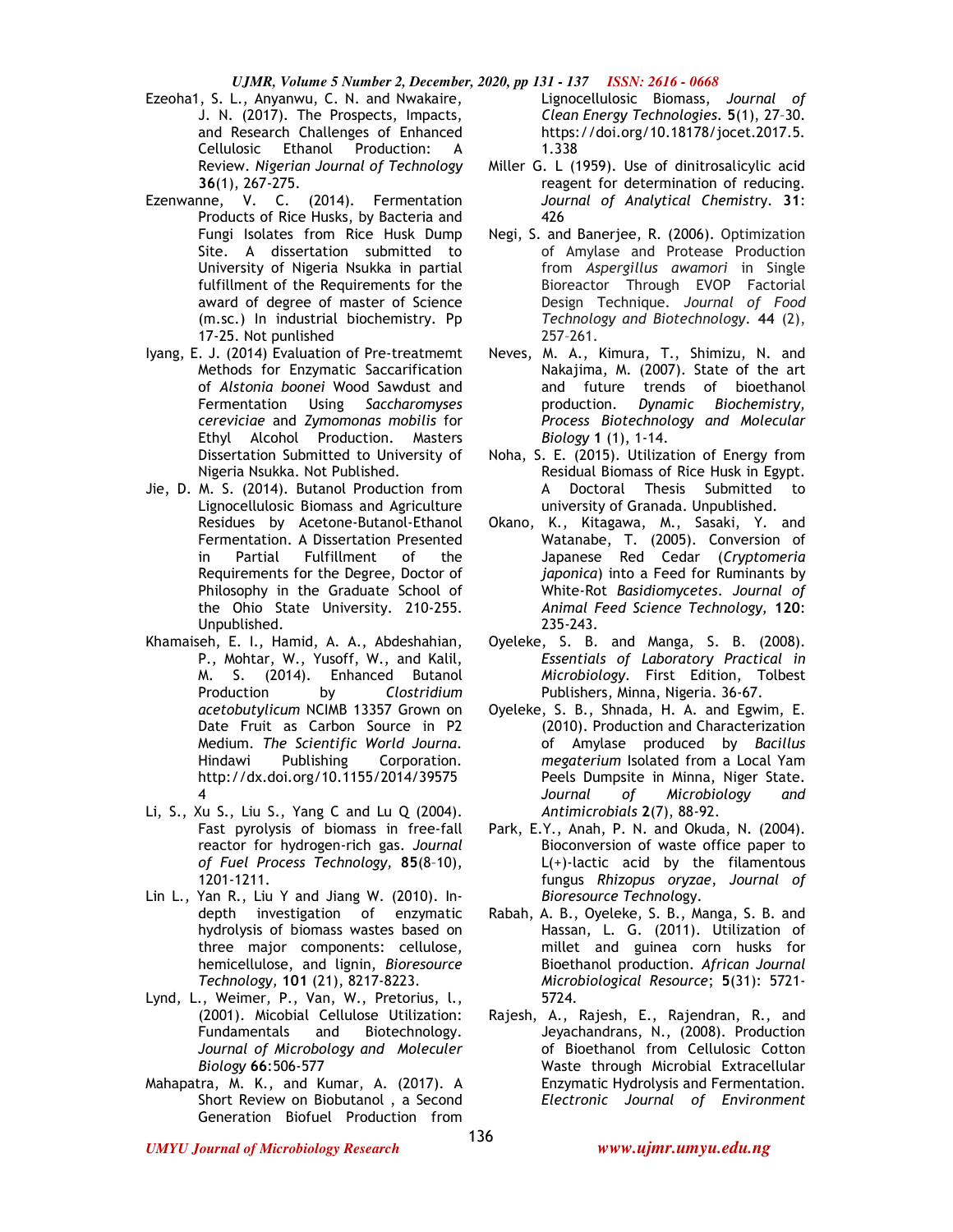Ezeoha1, S. L., Anyanwu, C. N. and Nwakaire, J. N. (2017). The Prospects, Impacts, and Research Challenges of Enhanced Cellulosic Ethanol Production: A Review. *Nigerian Journal of Technology* **36**(1), 267-275.

Ezenwanne, V. C. (2014). Fermentation Products of Rice Husks, by Bacteria and Fungi Isolates from Rice Husk Dump Site. A dissertation submitted to University of Nigeria Nsukka in partial fulfillment of the Requirements for the award of degree of master of Science (m.sc.) In industrial biochemistry. Pp 17-25. Not punlished

Iyang, E. J. (2014) Evaluation of Pre-treatmemt Methods for Enzymatic Saccarification of *Alstonia boonei* Wood Sawdust and Fermentation Using *Saccharomyses ceréviciae* and *Zymomonas mobilis* for Ethyl Alcohol Production. Masters Dissertation Submitted to University of Nigeria Nsukka. Not Published.

Jie, D. M. S. (2014). Butanol Production from Lignocellulosic Biomass and Agriculture Residues by Acetone-Butanol-Ethanol Fermentation. A Dissertation Presented in Partial Fulfillment of the Requirements for the Degree, Doctor of Philosophy in the Graduate School of the Ohio State University. 210-255. Unpublished.

Khamaiseh, E. I., Hamid, A. A., Abdeshahian, P., Mohtar, W., Yusoff, W., and Kalil, M. S. (2014). Enhanced Butanol Production by *Clostridium acetobutylicum* NCIMB 13357 Grown on Date Fruit as Carbon Source in P2 Medium. *The Scientific World Journa.* Hindawi Publishing Corporation. http://dx.doi.org/10.1155/2014/395754

Li, S., Xu S., Liu S., Yang C and Lu Q (2004). Fast pyrolysis of biomass in free-fall reactor for hydrogen-rich gas. *Journal of Fuel Process Technology,* **85**(8–10), 1201-1211.

Lin L., Yan R., Liu Y and Jiang W. (2010). In-depth investigation of enzymatic hydrolysis of biomass wastes based on three major components: cellulose, hemicellulose, and lignin, *Bioresource Technology,* **101** (21), 8217-8223.

Lynd, L., Weimer, P., Van, W., Pretorius, l., (2001). Micobial Cellulose Utilization: Fundamentals and Biotechnology. *Journal of Microbology and Moleculer Biology* **66**:506-577

Mahapatra, M. K., and Kumar, A. (2017). A Short Review on Biobutanol , a Second Generation Biofuel Production from Lignocellulosic Biomass, *Journal of Clean Energy Technologies.* **5**(1), 27–30. https://doi.org/10.18178/jocet.2017.5.1.338

Miller G. L (1959). Use of dinitrosalicylic acid reagent for determination of reducing. *Journal of Analytical Chemistry*. **31**: 426

Negi, S. and Banerjee, R. (2006). Optimization of Amylase and Protease Production from *Aspergillus awamori* in Single Bioreactor Through EVOP Factorial Design Technique. *Journal of Food Technology and Biotechnology.* **44** (2), 257–261.

Neves, M. A., Kimura, T., Shimizu, N. and Nakajima, M. (2007). State of the art and future trends of bioethanol production. *Dynamic Biochemistry, Process Biotechnology and Molecular Biology* **1** (1), 1-14.

Noha, S. E. (2015). Utilization of Energy from Residual Biomass of Rice Husk in Egypt. A Doctoral Thesis Submitted to university of Granada. Unpublished.

Okano, K., Kitagawa, M., Sasaki, Y. and Watanabe, T. (2005). Conversion of Japanese Red Cedar (*Cryptomeria japonica*) into a Feed for Ruminants by White-Rot *Basidiomycetes*. *Journal of Animal Feed Science Technology,* **120**: 235-243.

Oyeleke, S. B. and Manga, S. B. (2008). *Essentials of Laboratory Practical in Microbiology.* First Edition, Tolbest Publishers, Minna, Nigeria. 36-67.

Oyeleke, S. B., Shnada, H. A. and Egwim, E. (2010). Production and Characterization of Amylase produced by *Bacillus megaterium* Isolated from a Local Yam Peels Dumpsite in Minna, Niger State. *Journal of Microbiology and Antimicrobials* **2**(7), 88-92.

Park, E.Y., Anah, P. N. and Okuda, N. (2004). Bioconversion of waste office paper to L(+)-lactic acid by the filamentous fungus *Rhizopus oryzae*, *Journal of Bioresource Technology*.

Rabah, A. B., Oyeleke, S. B., Manga, S. B. and Hassan, L. G. (2011). Utilization of millet and guinea corn husks for Bioethanol production. *African Journal Microbiological Resource*; **5**(31): 5721-5724.

Rajesh, A., Rajesh, E., Rajendran, R., and Jeyachandrans, N., (2008). Production of Bioethanol from Cellulosic Cotton Waste through Microbial Extracellular Enzymatic Hydrolysis and Fermentation. *Electronic Journal of Environment*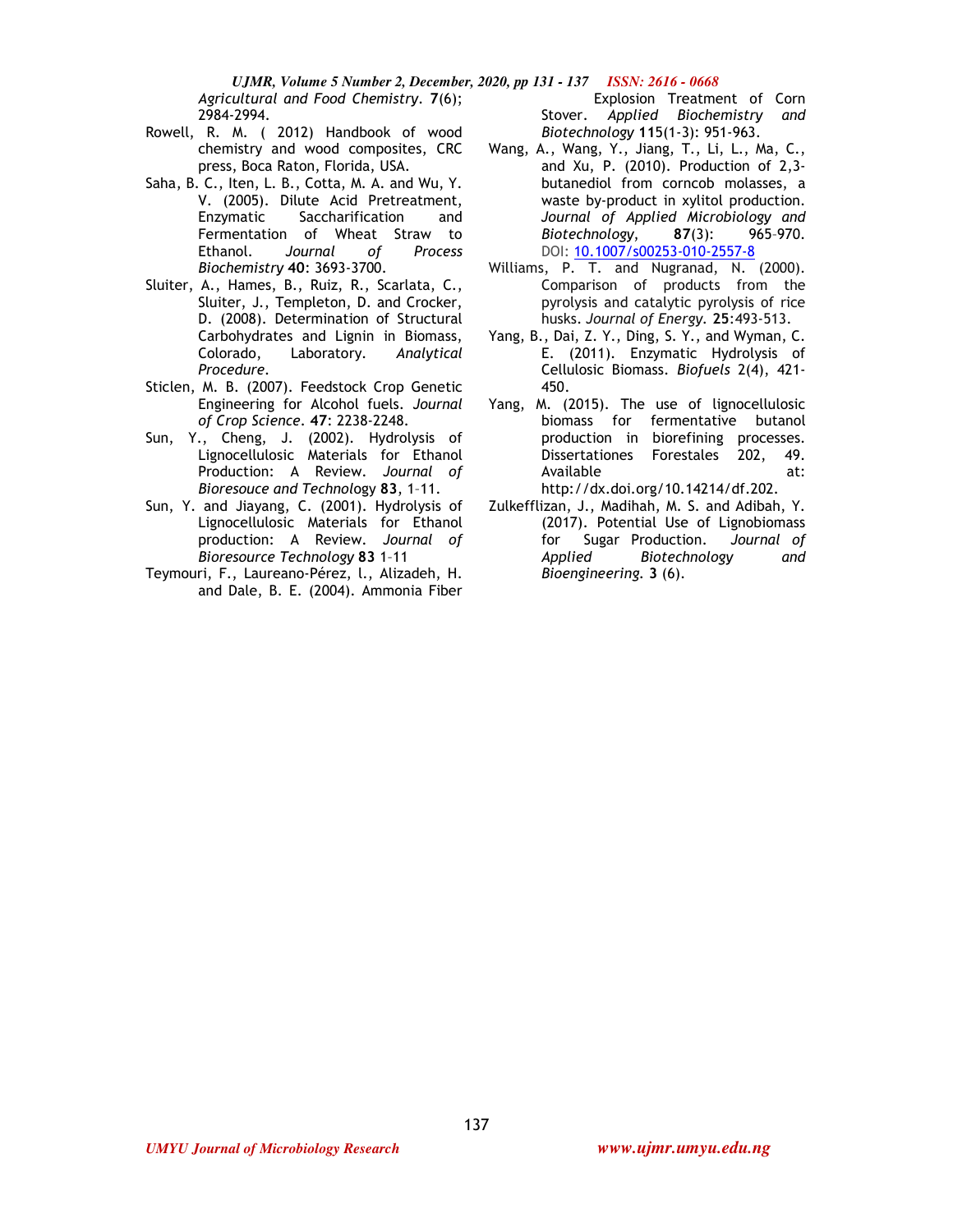*Agricultural and Food Chemistry*. **7**(6); 2984-2994.

Rowell, R. M. ( 2012) Handbook of wood chemistry and wood composites, CRC press, Boca Raton, Florida, USA.

Saha, B. C., Iten, L. B., Cotta, M. A. and Wu, Y. V. (2005). Dilute Acid Pretreatment, Enzymatic Saccharification and Fermentation of Wheat Straw to Ethanol. *Journal of Process Biochemistry* **40**: 3693-3700.

Sluiter, A., Hames, B., Ruiz, R., Scarlata, C., Sluiter, J., Templeton, D. and Crocker, D. (2008). Determination of Structural Carbohydrates and Lignin in Biomass, Colorado, Laboratory. *Analytical Procedure*.

Sticlen, M. B. (2007). Feedstock Crop Genetic Engineering for Alcohol fuels. *Journal of Crop Science*. **47**: 2238-2248.

Sun, Y., Cheng, J. (2002). Hydrolysis of Lignocellulosic Materials for Ethanol Production: A Review. *Journal of Bioresouce and Technol*ogy **83**, 1–11.

Sun, Y. and Jiayang, C. (2001). Hydrolysis of Lignocellulosic Materials for Ethanol production: A Review. *Journal of Bioresource Technology* **83** 1–11

Teymouri, F., Laureano-Pérez, l., Alizadeh, H. and Dale, B. E. (2004). Ammonia Fiber Explosion Treatment of Corn Stover. *Applied Biochemistry and Biotechnology* **11**5(1-3): 951-963.

Wang, A., Wang, Y., Jiang, T., Li, L., Ma, C., and Xu, P. (2010). Production of 2,3-butanediol from corncob molasses, a waste by-product in xylitol production. *Journal of Applied Microbiology and Biotechnology*, **87**(3): 965–970. DOI: 10.1007/s00253-010-2557-8

Williams, P. T. and Nugranad, N. (2000). Comparison of products from the pyrolysis and catalytic pyrolysis of rice husks. *Journal of Energy*. **25**:493-513.

Yang, B., Dai, Z. Y., Ding, S. Y., and Wyman, C. E. (2011). Enzymatic Hydrolysis of Cellulosic Biomass. *Biofuels* 2(4), 421-450.

Yang, M. (2015). The use of lignocellulosic biomass for fermentative butanol production in biorefining processes. Dissertationes Forestales 202, 49. Available at: http://dx.doi.org/10.14214/df.202.

Zulkefflizan, J., Madihah, M. S. and Adibah, Y. (2017). Potential Use of Lignobiomass for Sugar Production. *Journal of Applied Biotechnology and Bioengineering*. **3** (6).